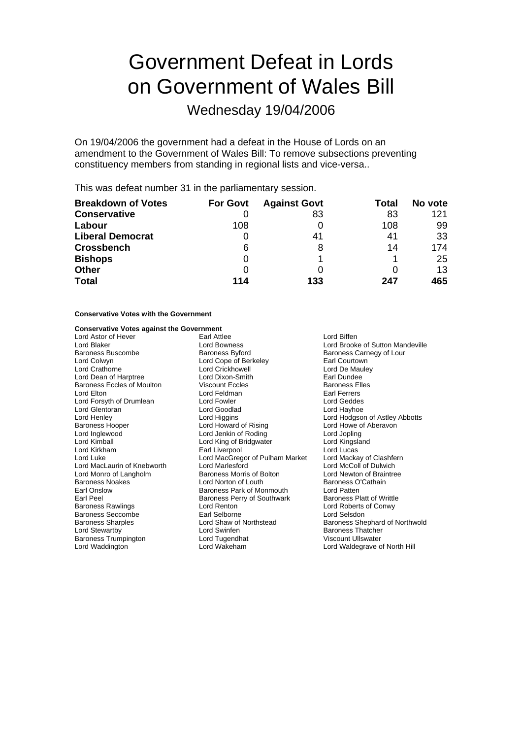# Government Defeat in Lords on Government of Wales Bill

## Wednesday 19/04/2006

On 19/04/2006 the government had a defeat in the House of Lords on an amendment to the Government of Wales Bill: To remove subsections preventing constituency members from standing in regional lists and vice-versa..

This was defeat number 31 in the parliamentary session.

| Breakdown of Votes | For Govt | Against Govt | Total | No vote |
|---|---|---|---|---|
| **Conservative** | 0 | 83 | 83 | 121 |
| **Labour** | 108 | 0 | 108 | 99 |
| **Liberal Democrat** | 0 | 41 | 41 | 33 |
| **Crossbench** | 6 | 8 | 14 | 174 |
| **Bishops** | 0 | 1 | 1 | 25 |
| **Other** | 0 | 0 | 0 | 13 |
| **Total** | **114** | **133** | **247** | **465** |

**Conservative Votes with the Government**

**Conservative Votes against the Government**

Lord Astor of Hever
Earl Attlee
Lord Biffen
Lord Blaker
Lord Bowness
Lord Brooke of Sutton Mandeville
Baroness Buscombe
Baroness Byford
Baroness Carnegy of Lour
Lord Colwyn
Lord Cope of Berkeley
Earl Courtown
Lord Crathorne
Lord Crickhowell
Lord De Mauley
Lord Dean of Harptree
Lord Dixon-Smith
Earl Dundee
Baroness Eccles of Moulton
Viscount Eccles
Baroness Elles
Lord Elton
Lord Feldman
Earl Ferrers
Lord Forsyth of Drumlean
Lord Fowler
Lord Geddes
Lord Glentoran
Lord Goodlad
Lord Hayhoe
Lord Henley
Lord Higgins
Lord Hodgson of Astley Abbotts
Baroness Hooper
Lord Howard of Rising
Lord Howe of Aberavon
Lord Inglewood
Lord Jenkin of Roding
Lord Jopling
Lord Kimball
Lord King of Bridgwater
Lord Kingsland
Lord Kirkham
Earl Liverpool
Lord Lucas
Lord Luke
Lord MacGregor of Pulham Market
Lord Mackay of Clashfern
Lord MacLaurin of Knebworth
Lord Marlesford
Lord McColl of Dulwich
Lord Monro of Langholm
Baroness Morris of Bolton
Lord Newton of Braintree
Baroness Noakes
Lord Norton of Louth
Baroness O'Cathain
Earl Onslow
Baroness Park of Monmouth
Lord Patten
Earl Peel
Baroness Perry of Southwark
Baroness Platt of Writtle
Baroness Rawlings
Lord Renton
Lord Roberts of Conwy
Baroness Seccombe
Earl Selborne
Lord Selsdon
Baroness Sharples
Lord Shaw of Northstead
Baroness Shephard of Northwold
Lord Stewartby
Lord Swinfen
Baroness Thatcher
Baroness Trumpington
Lord Tugendhat
Viscount Ullswater
Lord Waddington
Lord Wakeham
Lord Waldegrave of North Hill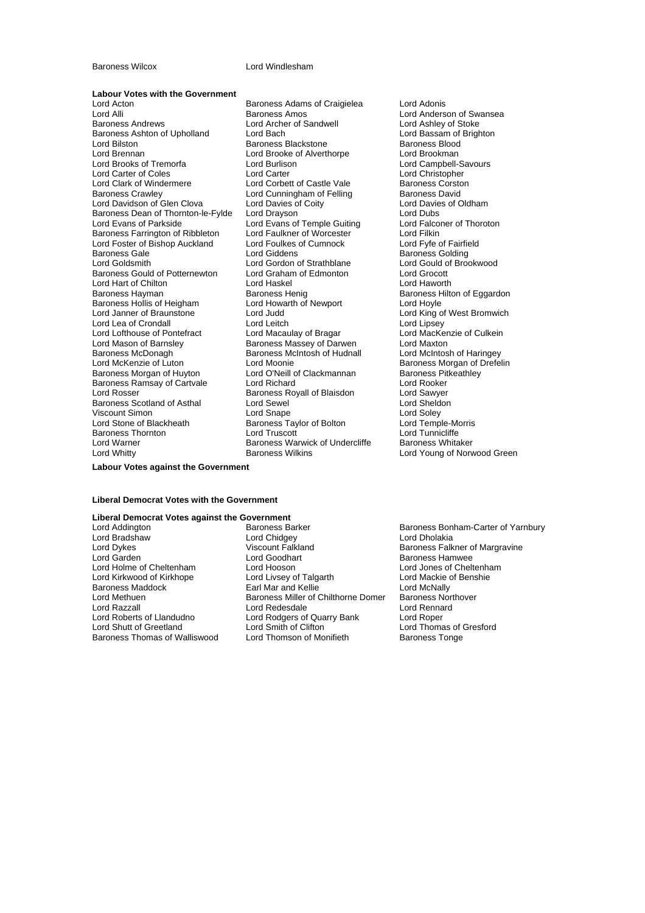Baroness Wilcox
Lord Windlesham

**Labour Votes with the Government**

Lord Acton
Baroness Adams of Craigielea
Lord Adonis
Lord Alli
Baroness Amos
Lord Anderson of Swansea
Baroness Andrews
Lord Archer of Sandwell
Lord Ashley of Stoke
Baroness Ashton of Upholland
Lord Bach
Lord Bassam of Brighton
Lord Bilston
Baroness Blackstone
Baroness Blood
Lord Brennan
Lord Brooke of Alverthorpe
Lord Brookman
Lord Brooks of Tremorfa
Lord Burlison
Lord Campbell-Savours
Lord Carter of Coles
Lord Carter
Lord Christopher
Lord Clark of Windermere
Lord Corbett of Castle Vale
Baroness Corston
Baroness Crawley
Lord Cunningham of Felling
Baroness David
Lord Davidson of Glen Clova
Lord Davies of Coity
Lord Davies of Oldham
Baroness Dean of Thornton-le-Fylde
Lord Drayson
Lord Dubs
Lord Evans of Parkside
Lord Evans of Temple Guiting
Lord Falconer of Thoroton
Baroness Farrington of Ribbleton
Lord Faulkner of Worcester
Lord Filkin
Lord Foster of Bishop Auckland
Lord Foulkes of Cumnock
Lord Fyfe of Fairfield
Baroness Gale
Lord Giddens
Baroness Golding
Lord Goldsmith
Lord Gordon of Strathblane
Lord Gould of Brookwood
Baroness Gould of Potternewton
Lord Graham of Edmonton
Lord Grocott
Lord Hart of Chilton
Lord Haskel
Lord Haworth
Baroness Hayman
Baroness Henig
Baroness Hilton of Eggardon
Baroness Hollis of Heigham
Lord Howarth of Newport
Lord Hoyle
Lord Janner of Braunstone
Lord Judd
Lord King of West Bromwich
Lord Lea of Crondall
Lord Leitch
Lord Lipsey
Lord Lofthouse of Pontefract
Lord Macaulay of Bragar
Lord MacKenzie of Culkein
Lord Mason of Barnsley
Baroness Massey of Darwen
Lord Maxton
Baroness McDonagh
Baroness McIntosh of Hudnall
Lord McIntosh of Haringey
Lord McKenzie of Luton
Lord Moonie
Baroness Morgan of Drefelin
Baroness Morgan of Huyton
Lord O'Neill of Clackmannan
Baroness Pitkeathley
Baroness Ramsay of Cartvale
Lord Richard
Lord Rooker
Lord Rosser
Baroness Royall of Blaisdon
Lord Sawyer
Baroness Scotland of Asthal
Lord Sewel
Lord Sheldon
Viscount Simon
Lord Snape
Lord Soley
Lord Stone of Blackheath
Baroness Taylor of Bolton
Lord Temple-Morris
Baroness Thornton
Lord Truscott
Lord Tunnicliffe
Lord Warner
Baroness Warwick of Undercliffe
Baroness Whitaker
Lord Whitty
Baroness Wilkins
Lord Young of Norwood Green

**Labour Votes against the Government**

**Liberal Democrat Votes with the Government**

**Liberal Democrat Votes against the Government**

Lord Addington
Baroness Barker
Baroness Bonham-Carter of Yarnbury
Lord Bradshaw
Lord Chidgey
Lord Dholakia
Lord Dykes
Viscount Falkland
Baroness Falkner of Margravine
Lord Garden
Lord Goodhart
Baroness Hamwee
Lord Holme of Cheltenham
Lord Hooson
Lord Jones of Cheltenham
Lord Kirkwood of Kirkhope
Lord Livsey of Talgarth
Lord Mackie of Benshie
Baroness Maddock
Earl Mar and Kellie
Lord McNally
Lord Methuen
Baroness Miller of Chilthorne Domer
Baroness Northover
Lord Razzall
Lord Redesdale
Lord Rennard
Lord Roberts of Llandudno
Lord Rodgers of Quarry Bank
Lord Roper
Lord Shutt of Greetland
Lord Smith of Clifton
Lord Thomas of Gresford
Baroness Thomas of Walliswood
Lord Thomson of Monifieth
Baroness Tonge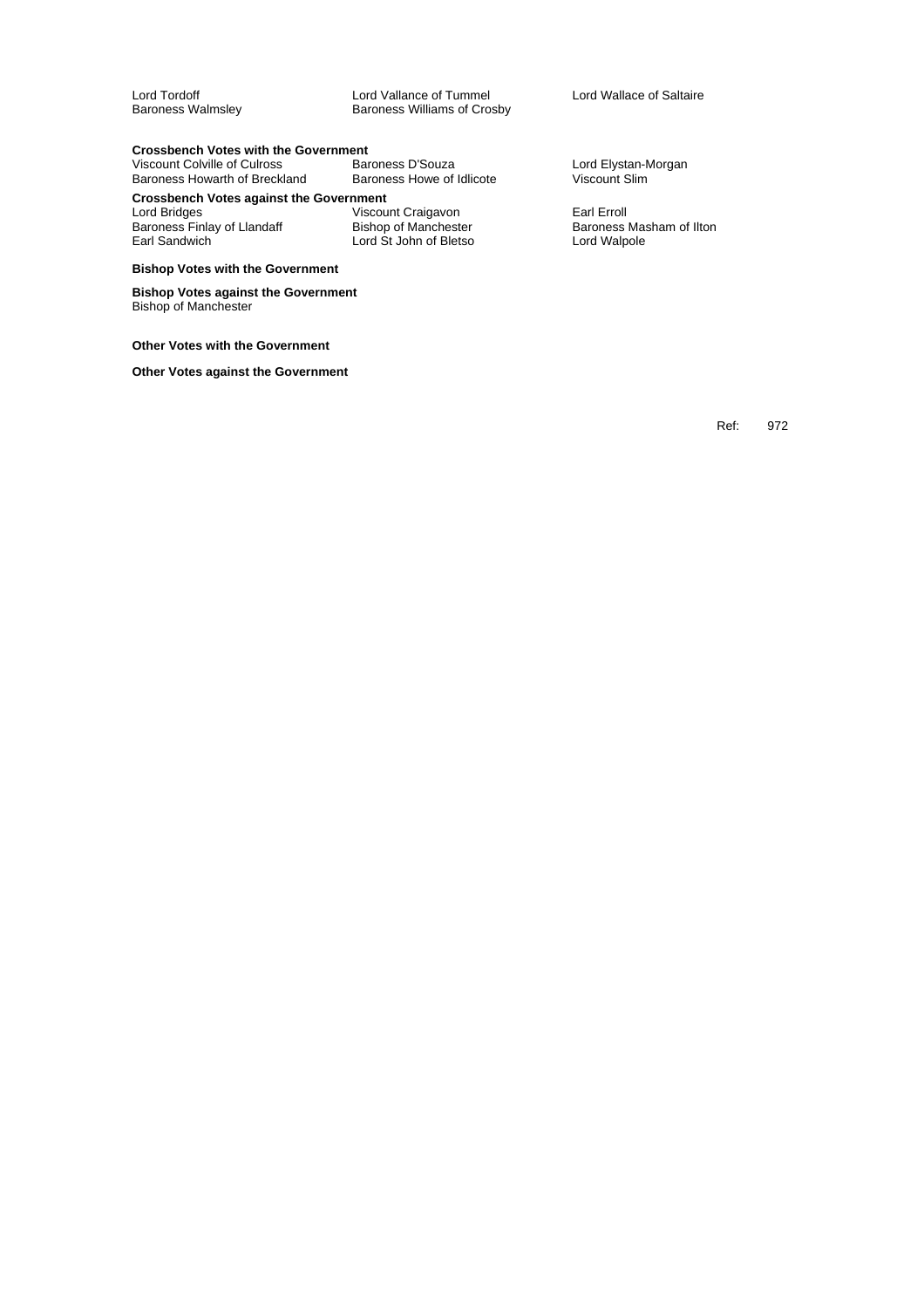Lord Tordoff
Lord Vallance of Tummel
Lord Wallace of Saltaire
Baroness Walmsley
Baroness Williams of Crosby

**Crossbench Votes with the Government**

Viscount Colville of Culross
Baroness D'Souza
Lord Elystan-Morgan
Baroness Howarth of Breckland
Baroness Howe of Idlicote
Viscount Slim

**Crossbench Votes against the Government**

Lord Bridges
Viscount Craigavon
Earl Erroll
Baroness Finlay of Llandaff
Bishop of Manchester
Baroness Masham of Ilton
Earl Sandwich
Lord St John of Bletso
Lord Walpole

**Bishop Votes with the Government**

**Bishop Votes against the Government**

Bishop of Manchester

**Other Votes with the Government**

**Other Votes against the Government**

Ref: 972